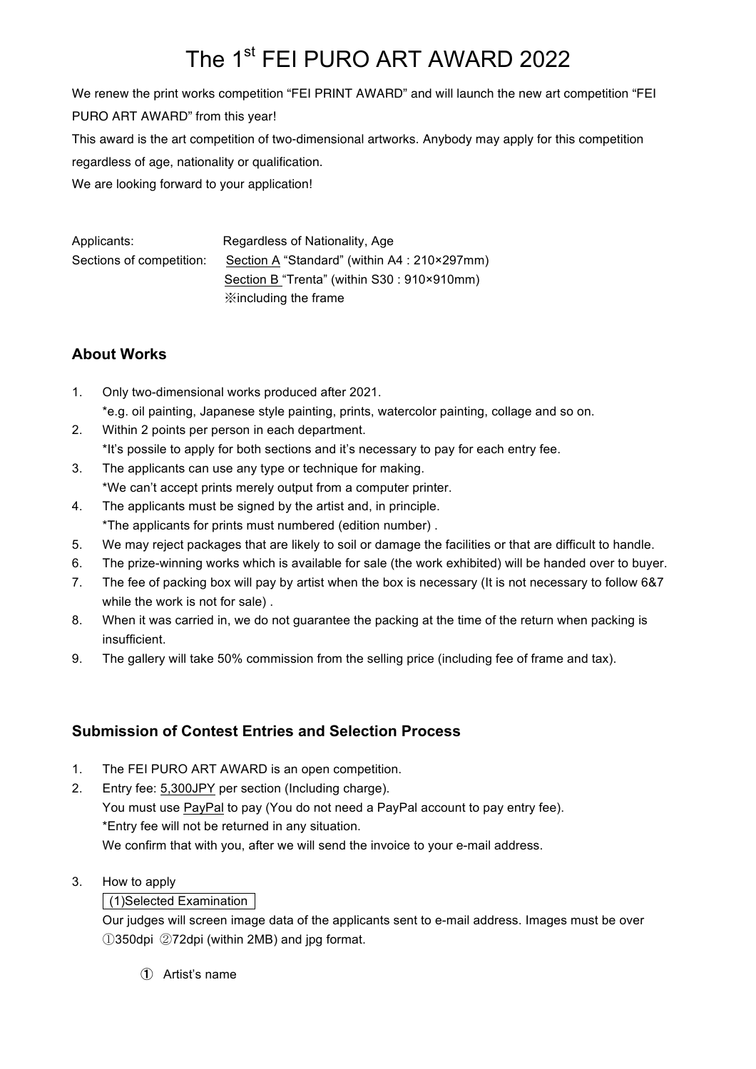# The 1st FEI PURO ART AWARD 2022

We renew the print works competition “FEI PRINT AWARD” and will launch the new art competition “FEI PURO ART AWARD” from this year!

This award is the art competition of two-dimensional artworks. Anybody may apply for this competition regardless of age, nationality or qualification.

We are looking forward to your application!

Applicants: Regardless of Nationality, Age

Sections of competition: Section A “Standard” (within A4 : 210×297mm)
Section B “Trenta” (within S30 : 910×910mm)
※including the frame

## About Works

1. Only two-dimensional works produced after 2021.
   *e.g. oil painting, Japanese style painting, prints, watercolor painting, collage and so on.
2. Within 2 points per person in each department.
   *It’s possile to apply for both sections and it’s necessary to pay for each entry fee.
3. The applicants can use any type or technique for making.
   *We can’t accept prints merely output from a computer printer.
4. The applicants must be signed by the artist and, in principle.
   *The applicants for prints must numbered (edition number) .
5. We may reject packages that are likely to soil or damage the facilities or that are difficult to handle.
6. The prize-winning works which is available for sale (the work exhibited) will be handed over to buyer.
7. The fee of packing box will pay by artist when the box is necessary (It is not necessary to follow 6&7 while the work is not for sale) .
8. When it was carried in, we do not guarantee the packing at the time of the return when packing is insufficient.
9. The gallery will take 50% commission from the selling price (including fee of frame and tax).

## Submission of Contest Entries and Selection Process

1. The FEI PURO ART AWARD is an open competition.
2. Entry fee: 5,300JPY per section (Including charge).
   You must use PayPal to pay (You do not need a PayPal account to pay entry fee).
   *Entry fee will not be returned in any situation.
   We confirm that with you, after we will send the invoice to your e-mail address.
3. How to apply

   (1)Selected Examination

   Our judges will screen image data of the applicants sent to e-mail address. Images must be over ①350dpi ②72dpi (within 2MB) and jpg format.

   ① Artist’s name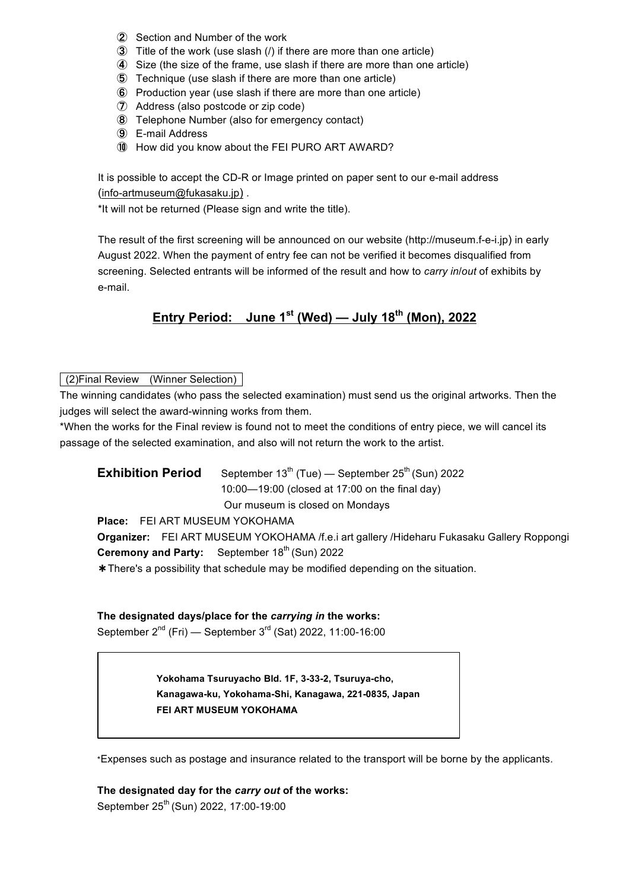② Section and Number of the work
③ Title of the work (use slash (/) if there are more than one article)
④ Size (the size of the frame, use slash if there are more than one article)
⑤ Technique (use slash if there are more than one article)
⑥ Production year (use slash if there are more than one article)
⑦ Address (also postcode or zip code)
⑧ Telephone Number (also for emergency contact)
⑨ E-mail Address
⑩ How did you know about the FEI PURO ART AWARD?

It is possible to accept the CD-R or Image printed on paper sent to our e-mail address (info-artmuseum@fukasaku.jp) .
*It will not be returned (Please sign and write the title).

The result of the first screening will be announced on our website (http://museum.f-e-i.jp) in early August 2022. When the payment of entry fee can not be verified it becomes disqualified from screening. Selected entrants will be informed of the result and how to *carry in*/*out* of exhibits by e-mail.

## Entry Period: June 1st (Wed) — July 18th (Mon), 2022

(2)Final Review (Winner Selection)

The winning candidates (who pass the selected examination) must send us the original artworks. Then the judges will select the award-winning works from them.
*When the works for the Final review is found not to meet the conditions of entry piece, we will cancel its passage of the selected examination, and also will not return the work to the artist.

**Exhibition Period** September 13th (Tue) — September 25th (Sun) 2022
10:00—19:00 (closed at 17:00 on the final day)
Our museum is closed on Mondays

**Place:** FEI ART MUSEUM YOKOHAMA
**Organizer:** FEI ART MUSEUM YOKOHAMA /f.e.i art gallery /Hideharu Fukasaku Gallery Roppongi
**Ceremony and Party:** September 18th (Sun) 2022
✱There's a possibility that schedule may be modified depending on the situation.

**The designated days/place for the *carrying in* the works:**
September 2nd (Fri) — September 3rd (Sat) 2022, 11:00-16:00

**Yokohama Tsuruyacho Bld. 1F, 3-33-2, Tsuruya-cho,**
**Kanagawa-ku, Yokohama-Shi, Kanagawa, 221-0835, Japan**
**FEI ART MUSEUM YOKOHAMA**

*Expenses such as postage and insurance related to the transport will be borne by the applicants.

**The designated day for the *carry out* of the works:**
September 25th (Sun) 2022, 17:00-19:00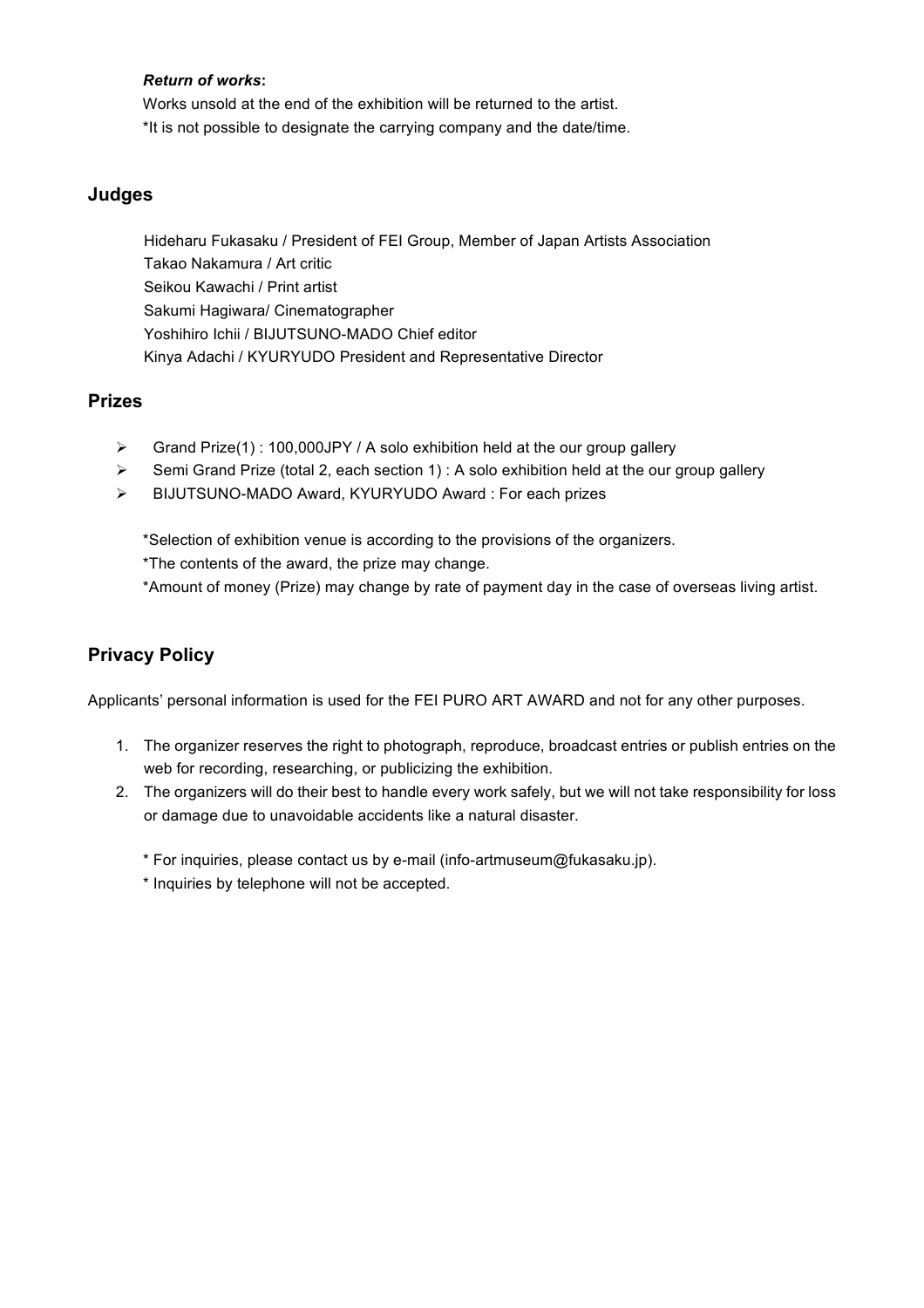***Return of works*:**

Works unsold at the end of the exhibition will be returned to the artist.

*It is not possible to designate the carrying company and the date/time.

## Judges

Hideharu Fukasaku / President of FEI Group, Member of Japan Artists Association
Takao Nakamura / Art critic
Seikou Kawachi / Print artist
Sakumi Hagiwara/ Cinematographer
Yoshihiro Ichii / BIJUTSUNO-MADO Chief editor
Kinya Adachi / KYURYUDO President and Representative Director

## Prizes

- Grand Prize(1) : 100,000JPY / A solo exhibition held at the our group gallery
- Semi Grand Prize (total 2, each section 1) : A solo exhibition held at the our group gallery
- BIJUTSUNO-MADO Award, KYURYUDO Award : For each prizes

*Selection of exhibition venue is according to the provisions of the organizers.
*The contents of the award, the prize may change.
*Amount of money (Prize) may change by rate of payment day in the case of overseas living artist.

## Privacy Policy

Applicants' personal information is used for the FEI PURO ART AWARD and not for any other purposes.

1. The organizer reserves the right to photograph, reproduce, broadcast entries or publish entries on the web for recording, researching, or publicizing the exhibition.
2. The organizers will do their best to handle every work safely, but we will not take responsibility for loss or damage due to unavoidable accidents like a natural disaster.

\* For inquiries, please contact us by e-mail (info-artmuseum@fukasaku.jp).
\* Inquiries by telephone will not be accepted.